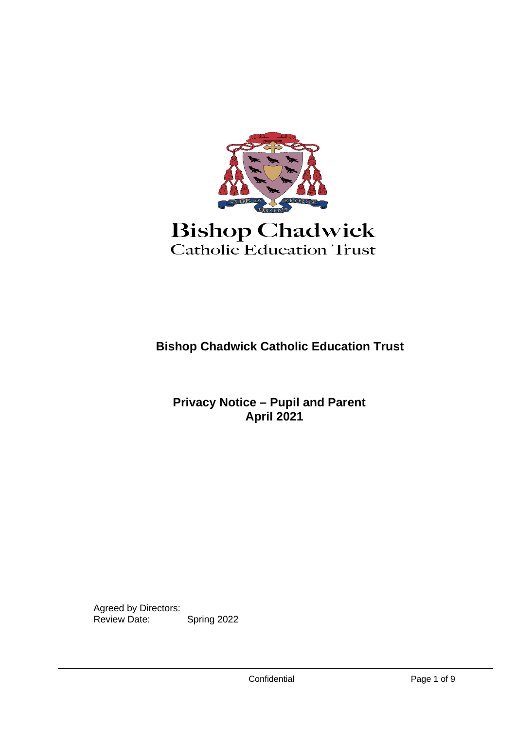Bishop Chadwick
Catholic Education Trust

# Bishop Chadwick Catholic Education Trust

## Privacy Notice – Pupil and Parent
## April 2021

Agreed by Directors:
Review Date: Spring 2022

Confidential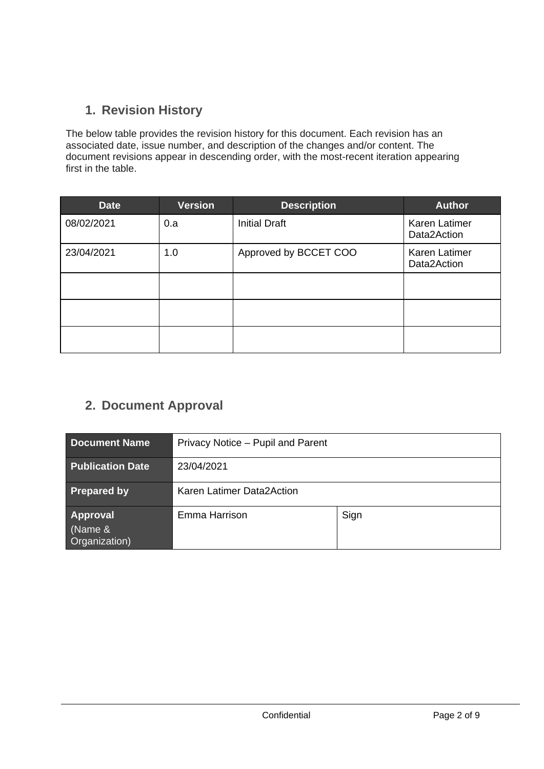## 1. Revision History

The below table provides the revision history for this document. Each revision has an associated date, issue number, and description of the changes and/or content. The document revisions appear in descending order, with the most-recent iteration appearing first in the table.

| Date | Version | Description | Author |
| --- | --- | --- | --- |
| 08/02/2021 | 0.a | Initial Draft | Karen Latimer Data2Action |
| 23/04/2021 | 1.0 | Approved by BCCET COO | Karen Latimer Data2Action |
| | | | |
| | | | |
| | | | |

## 2. Document Approval

| | | |
| --- | --- | --- |
| **Document Name** | Privacy Notice – Pupil and Parent | |
| **Publication Date** | 23/04/2021 | |
| **Prepared by** | Karen Latimer Data2Action | |
| **Approval** (Name & Organization) | Emma Harrison | Sign |

Confidential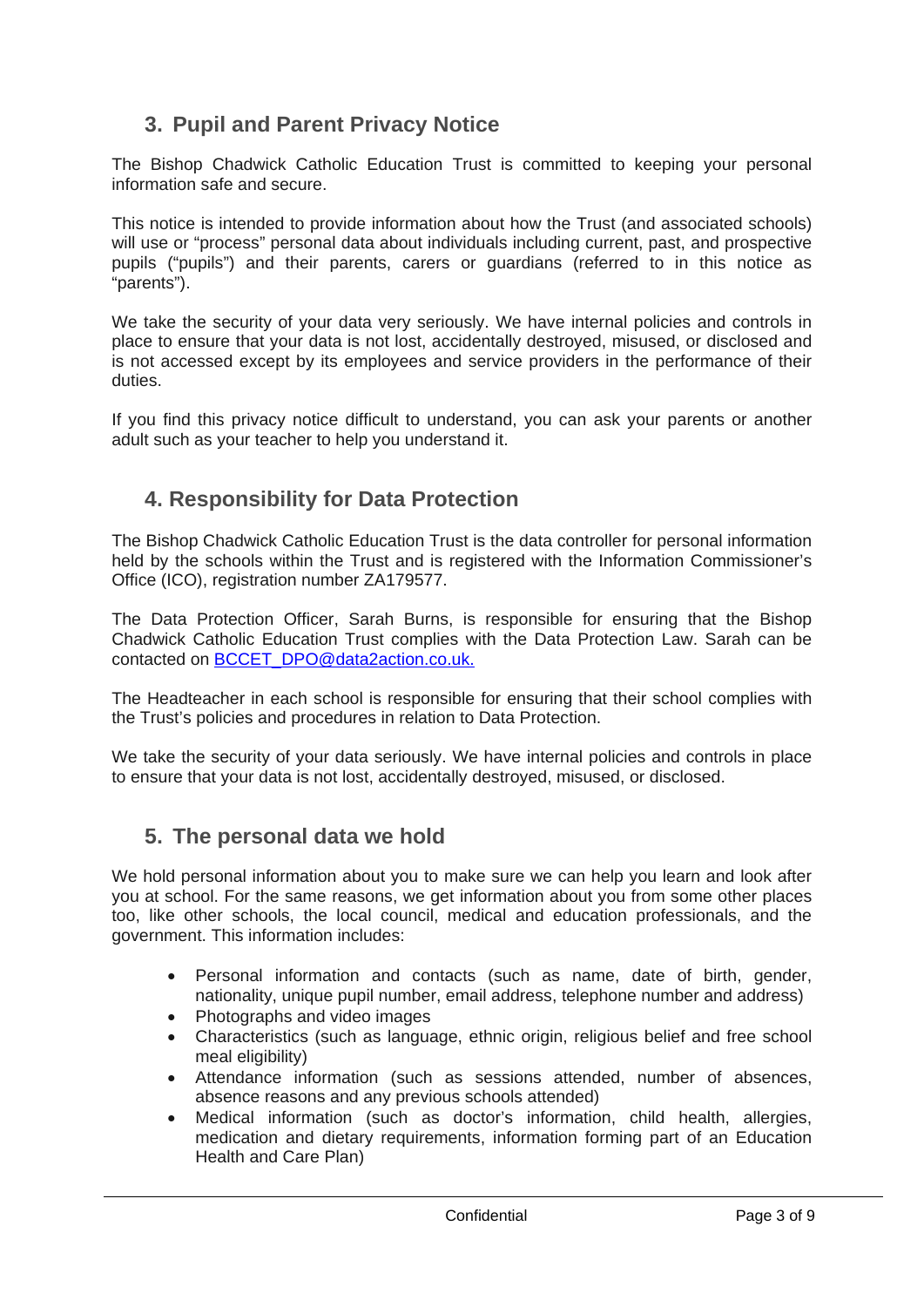## 3. Pupil and Parent Privacy Notice

The Bishop Chadwick Catholic Education Trust is committed to keeping your personal information safe and secure.

This notice is intended to provide information about how the Trust (and associated schools) will use or "process" personal data about individuals including current, past, and prospective pupils ("pupils") and their parents, carers or guardians (referred to in this notice as "parents").

We take the security of your data very seriously. We have internal policies and controls in place to ensure that your data is not lost, accidentally destroyed, misused, or disclosed and is not accessed except by its employees and service providers in the performance of their duties.

If you find this privacy notice difficult to understand, you can ask your parents or another adult such as your teacher to help you understand it.

## 4. Responsibility for Data Protection

The Bishop Chadwick Catholic Education Trust is the data controller for personal information held by the schools within the Trust and is registered with the Information Commissioner's Office (ICO), registration number ZA179577.

The Data Protection Officer, Sarah Burns, is responsible for ensuring that the Bishop Chadwick Catholic Education Trust complies with the Data Protection Law. Sarah can be contacted on BCCET_DPO@data2action.co.uk.

The Headteacher in each school is responsible for ensuring that their school complies with the Trust's policies and procedures in relation to Data Protection.

We take the security of your data seriously. We have internal policies and controls in place to ensure that your data is not lost, accidentally destroyed, misused, or disclosed.

## 5. The personal data we hold

We hold personal information about you to make sure we can help you learn and look after you at school. For the same reasons, we get information about you from some other places too, like other schools, the local council, medical and education professionals, and the government. This information includes:

- Personal information and contacts (such as name, date of birth, gender, nationality, unique pupil number, email address, telephone number and address)
- Photographs and video images
- Characteristics (such as language, ethnic origin, religious belief and free school meal eligibility)
- Attendance information (such as sessions attended, number of absences, absence reasons and any previous schools attended)
- Medical information (such as doctor's information, child health, allergies, medication and dietary requirements, information forming part of an Education Health and Care Plan)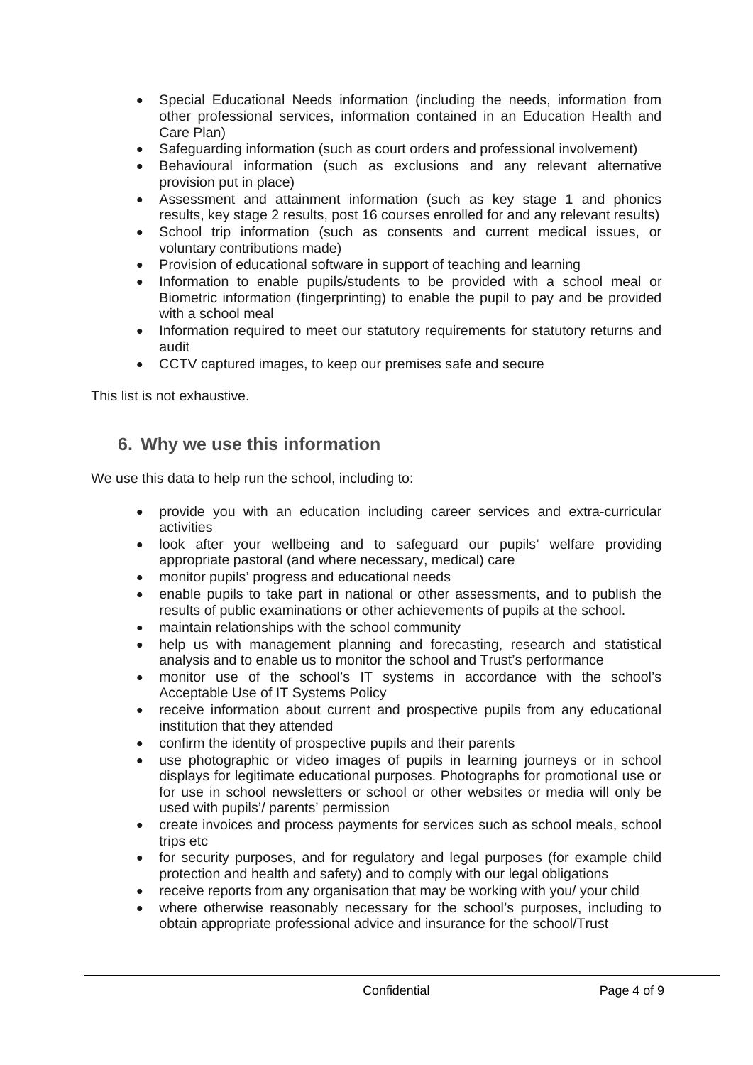- Special Educational Needs information (including the needs, information from other professional services, information contained in an Education Health and Care Plan)
- Safeguarding information (such as court orders and professional involvement)
- Behavioural information (such as exclusions and any relevant alternative provision put in place)
- Assessment and attainment information (such as key stage 1 and phonics results, key stage 2 results, post 16 courses enrolled for and any relevant results)
- School trip information (such as consents and current medical issues, or voluntary contributions made)
- Provision of educational software in support of teaching and learning
- Information to enable pupils/students to be provided with a school meal or Biometric information (fingerprinting) to enable the pupil to pay and be provided with a school meal
- Information required to meet our statutory requirements for statutory returns and audit
- CCTV captured images, to keep our premises safe and secure

This list is not exhaustive.

## 6. Why we use this information

We use this data to help run the school, including to:

- provide you with an education including career services and extra-curricular activities
- look after your wellbeing and to safeguard our pupils' welfare providing appropriate pastoral (and where necessary, medical) care
- monitor pupils' progress and educational needs
- enable pupils to take part in national or other assessments, and to publish the results of public examinations or other achievements of pupils at the school.
- maintain relationships with the school community
- help us with management planning and forecasting, research and statistical analysis and to enable us to monitor the school and Trust's performance
- monitor use of the school's IT systems in accordance with the school's Acceptable Use of IT Systems Policy
- receive information about current and prospective pupils from any educational institution that they attended
- confirm the identity of prospective pupils and their parents
- use photographic or video images of pupils in learning journeys or in school displays for legitimate educational purposes. Photographs for promotional use or for use in school newsletters or school or other websites or media will only be used with pupils'/ parents' permission
- create invoices and process payments for services such as school meals, school trips etc
- for security purposes, and for regulatory and legal purposes (for example child protection and health and safety) and to comply with our legal obligations
- receive reports from any organisation that may be working with you/ your child
- where otherwise reasonably necessary for the school's purposes, including to obtain appropriate professional advice and insurance for the school/Trust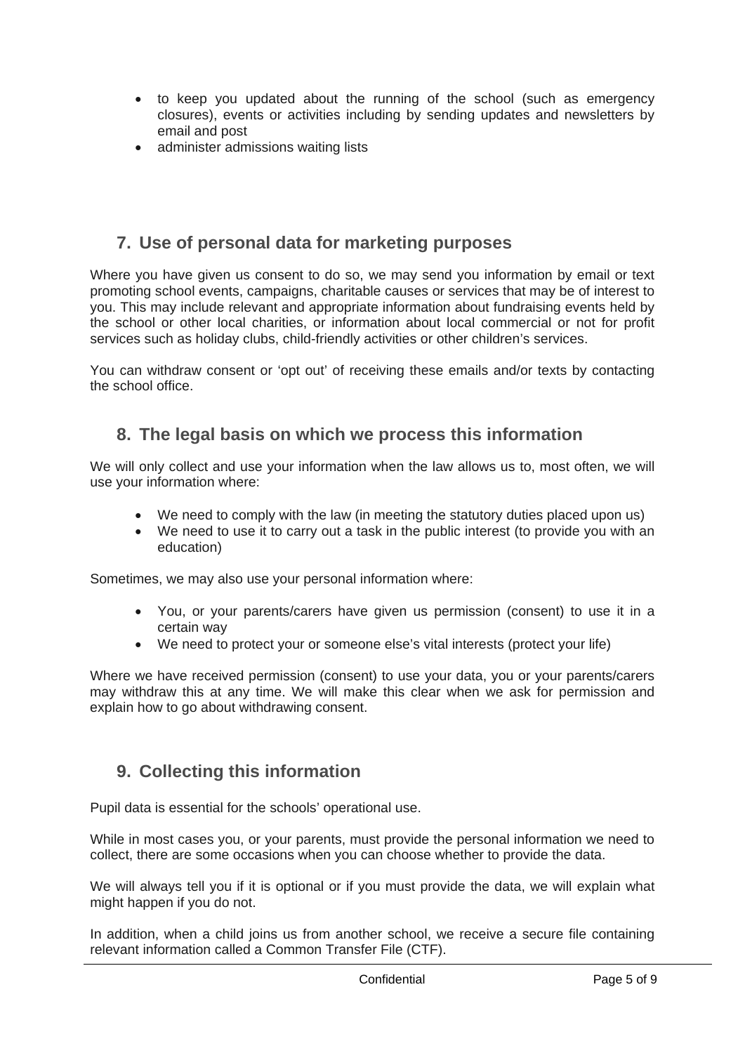- to keep you updated about the running of the school (such as emergency closures), events or activities including by sending updates and newsletters by email and post
- administer admissions waiting lists

## 7. Use of personal data for marketing purposes

Where you have given us consent to do so, we may send you information by email or text promoting school events, campaigns, charitable causes or services that may be of interest to you. This may include relevant and appropriate information about fundraising events held by the school or other local charities, or information about local commercial or not for profit services such as holiday clubs, child-friendly activities or other children's services.

You can withdraw consent or 'opt out' of receiving these emails and/or texts by contacting the school office.

## 8. The legal basis on which we process this information

We will only collect and use your information when the law allows us to, most often, we will use your information where:

- We need to comply with the law (in meeting the statutory duties placed upon us)
- We need to use it to carry out a task in the public interest (to provide you with an education)

Sometimes, we may also use your personal information where:

- You, or your parents/carers have given us permission (consent) to use it in a certain way
- We need to protect your or someone else's vital interests (protect your life)

Where we have received permission (consent) to use your data, you or your parents/carers may withdraw this at any time. We will make this clear when we ask for permission and explain how to go about withdrawing consent.

## 9. Collecting this information

Pupil data is essential for the schools' operational use.

While in most cases you, or your parents, must provide the personal information we need to collect, there are some occasions when you can choose whether to provide the data.

We will always tell you if it is optional or if you must provide the data, we will explain what might happen if you do not.

In addition, when a child joins us from another school, we receive a secure file containing relevant information called a Common Transfer File (CTF).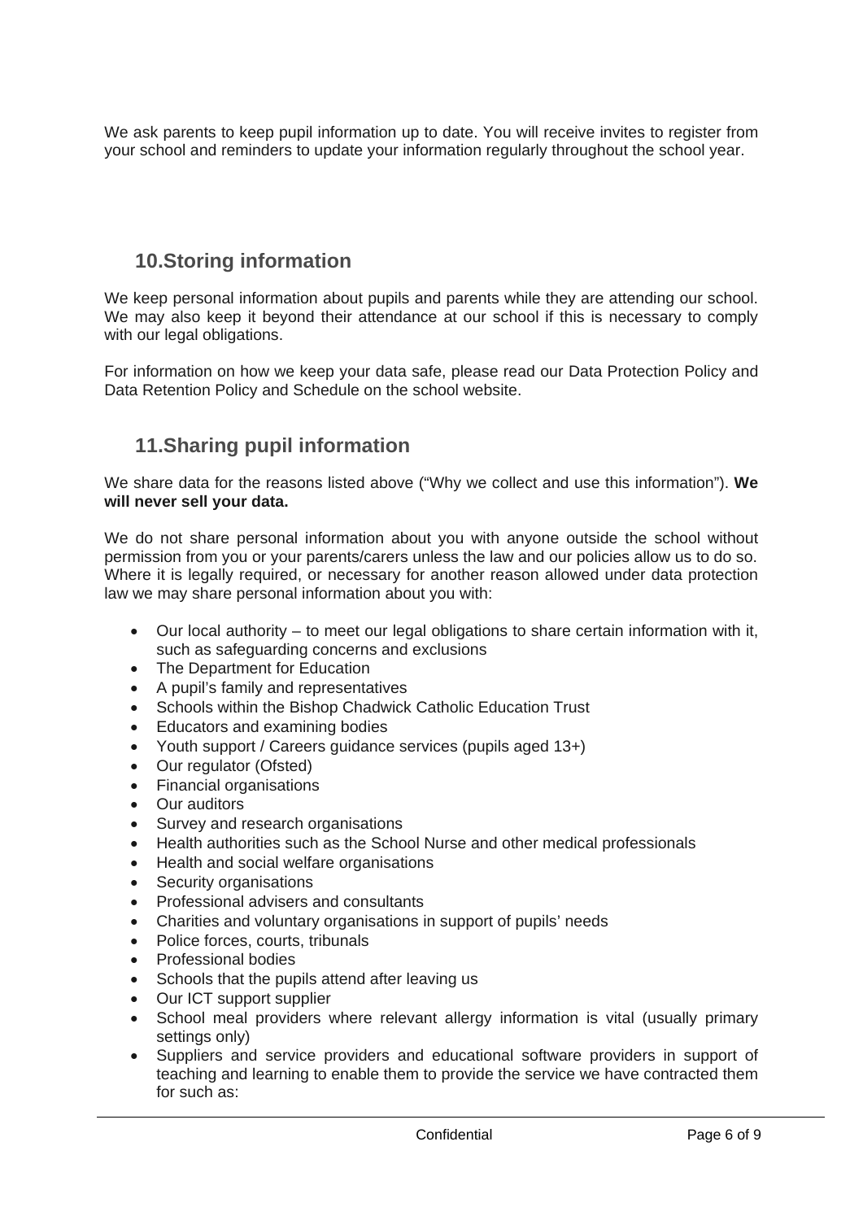We ask parents to keep pupil information up to date. You will receive invites to register from your school and reminders to update your information regularly throughout the school year.

## 10. Storing information

We keep personal information about pupils and parents while they are attending our school. We may also keep it beyond their attendance at our school if this is necessary to comply with our legal obligations.

For information on how we keep your data safe, please read our Data Protection Policy and Data Retention Policy and Schedule on the school website.

## 11. Sharing pupil information

We share data for the reasons listed above ("Why we collect and use this information"). **We will never sell your data.**

We do not share personal information about you with anyone outside the school without permission from you or your parents/carers unless the law and our policies allow us to do so. Where it is legally required, or necessary for another reason allowed under data protection law we may share personal information about you with:

- Our local authority – to meet our legal obligations to share certain information with it, such as safeguarding concerns and exclusions
- The Department for Education
- A pupil's family and representatives
- Schools within the Bishop Chadwick Catholic Education Trust
- Educators and examining bodies
- Youth support / Careers guidance services (pupils aged 13+)
- Our regulator (Ofsted)
- Financial organisations
- Our auditors
- Survey and research organisations
- Health authorities such as the School Nurse and other medical professionals
- Health and social welfare organisations
- Security organisations
- Professional advisers and consultants
- Charities and voluntary organisations in support of pupils' needs
- Police forces, courts, tribunals
- Professional bodies
- Schools that the pupils attend after leaving us
- Our ICT support supplier
- School meal providers where relevant allergy information is vital (usually primary settings only)
- Suppliers and service providers and educational software providers in support of teaching and learning to enable them to provide the service we have contracted them for such as: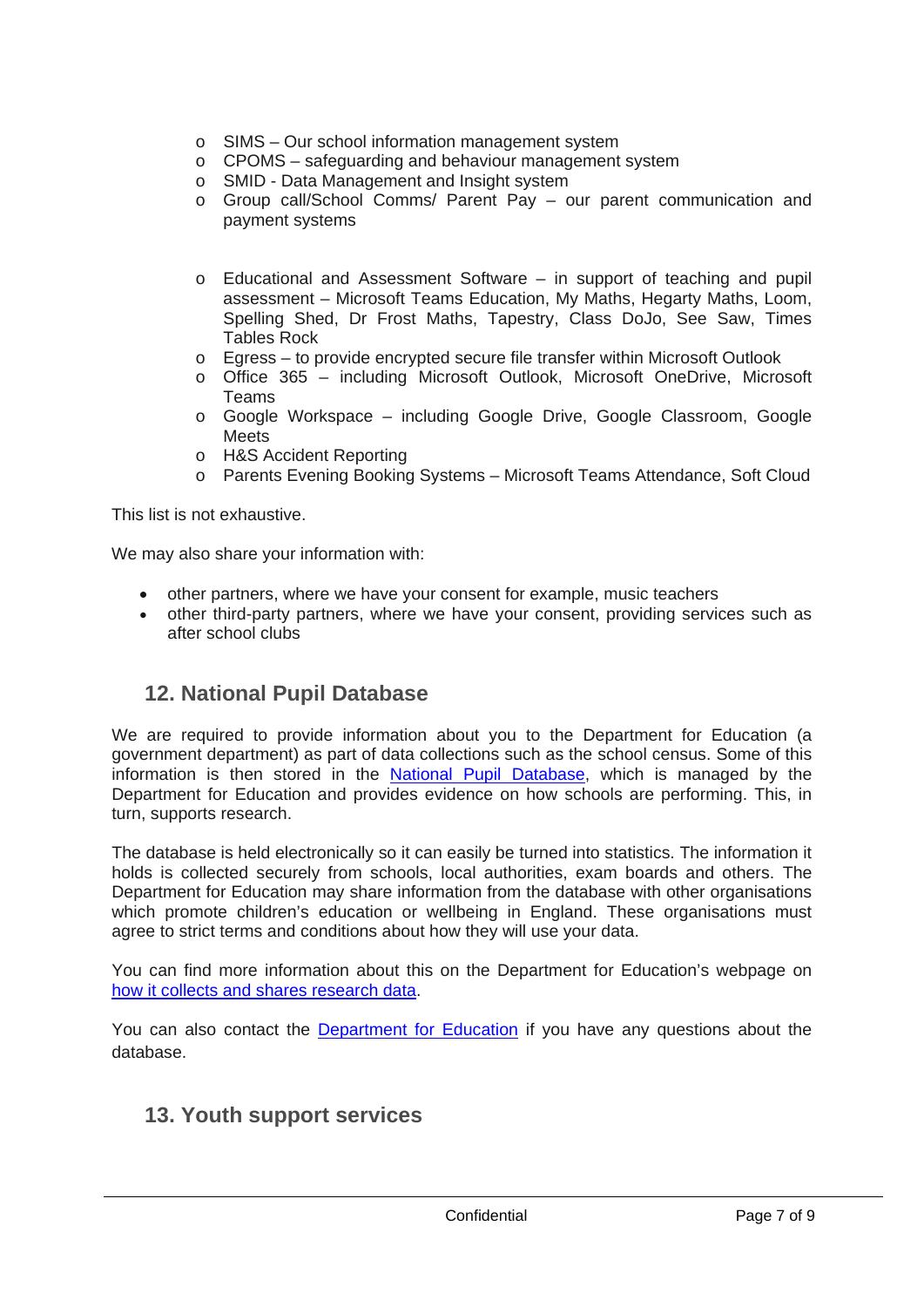- SIMS – Our school information management system
- CPOMS – safeguarding and behaviour management system
- SMID - Data Management and Insight system
- Group call/School Comms/ Parent Pay – our parent communication and payment systems

- Educational and Assessment Software – in support of teaching and pupil assessment – Microsoft Teams Education, My Maths, Hegarty Maths, Loom, Spelling Shed, Dr Frost Maths, Tapestry, Class DoJo, See Saw, Times Tables Rock
- Egress – to provide encrypted secure file transfer within Microsoft Outlook
- Office 365 – including Microsoft Outlook, Microsoft OneDrive, Microsoft Teams
- Google Workspace – including Google Drive, Google Classroom, Google Meets
- H&S Accident Reporting
- Parents Evening Booking Systems – Microsoft Teams Attendance, Soft Cloud

This list is not exhaustive.

We may also share your information with:

- other partners, where we have your consent for example, music teachers
- other third-party partners, where we have your consent, providing services such as after school clubs

## 12. National Pupil Database

We are required to provide information about you to the Department for Education (a government department) as part of data collections such as the school census. Some of this information is then stored in the National Pupil Database, which is managed by the Department for Education and provides evidence on how schools are performing. This, in turn, supports research.

The database is held electronically so it can easily be turned into statistics. The information it holds is collected securely from schools, local authorities, exam boards and others. The Department for Education may share information from the database with other organisations which promote children's education or wellbeing in England. These organisations must agree to strict terms and conditions about how they will use your data.

You can find more information about this on the Department for Education's webpage on how it collects and shares research data.

You can also contact the Department for Education if you have any questions about the database.

## 13. Youth support services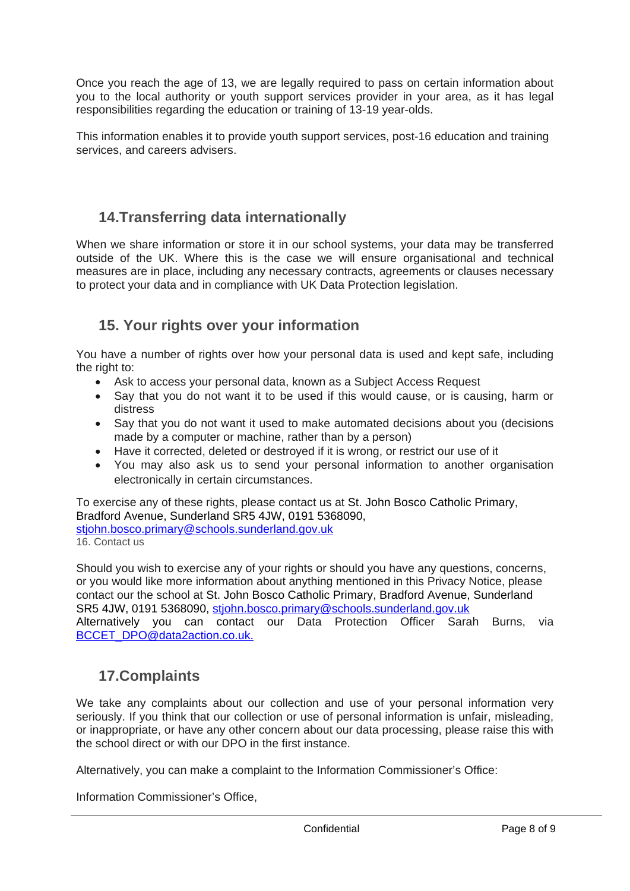Once you reach the age of 13, we are legally required to pass on certain information about you to the local authority or youth support services provider in your area, as it has legal responsibilities regarding the education or training of 13-19 year-olds.

This information enables it to provide youth support services, post-16 education and training services, and careers advisers.

## 14. Transferring data internationally

When we share information or store it in our school systems, your data may be transferred outside of the UK. Where this is the case we will ensure organisational and technical measures are in place, including any necessary contracts, agreements or clauses necessary to protect your data and in compliance with UK Data Protection legislation.

## 15. Your rights over your information

You have a number of rights over how your personal data is used and kept safe, including the right to:

- Ask to access your personal data, known as a Subject Access Request
- Say that you do not want it to be used if this would cause, or is causing, harm or distress
- Say that you do not want it used to make automated decisions about you (decisions made by a computer or machine, rather than by a person)
- Have it corrected, deleted or destroyed if it is wrong, or restrict our use of it
- You may also ask us to send your personal information to another organisation electronically in certain circumstances.

To exercise any of these rights, please contact us at St. John Bosco Catholic Primary, Bradford Avenue, Sunderland SR5 4JW, 0191 5368090, stjohn.bosco.primary@schools.sunderland.gov.uk

16. Contact us

Should you wish to exercise any of your rights or should you have any questions, concerns, or you would like more information about anything mentioned in this Privacy Notice, please contact our the school at St. John Bosco Catholic Primary, Bradford Avenue, Sunderland SR5 4JW, 0191 5368090, stjohn.bosco.primary@schools.sunderland.gov.uk
Alternatively you can contact our Data Protection Officer Sarah Burns, via BCCET_DPO@data2action.co.uk.

## 17. Complaints

We take any complaints about our collection and use of your personal information very seriously. If you think that our collection or use of personal information is unfair, misleading, or inappropriate, or have any other concern about our data processing, please raise this with the school direct or with our DPO in the first instance.

Alternatively, you can make a complaint to the Information Commissioner's Office:

Information Commissioner's Office,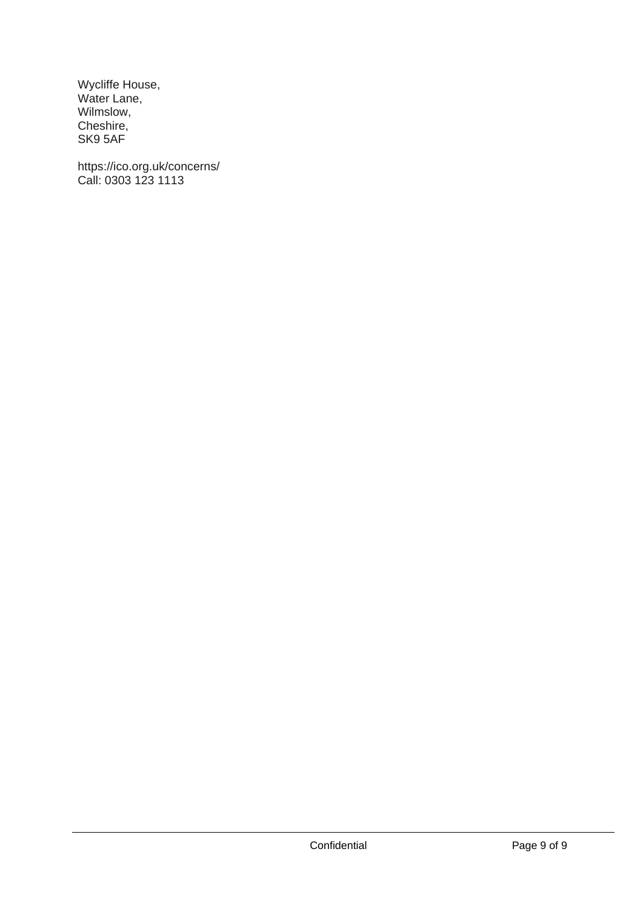Wycliffe House,
Water Lane,
Wilmslow,
Cheshire,
SK9 5AF

https://ico.org.uk/concerns/
Call: 0303 123 1113